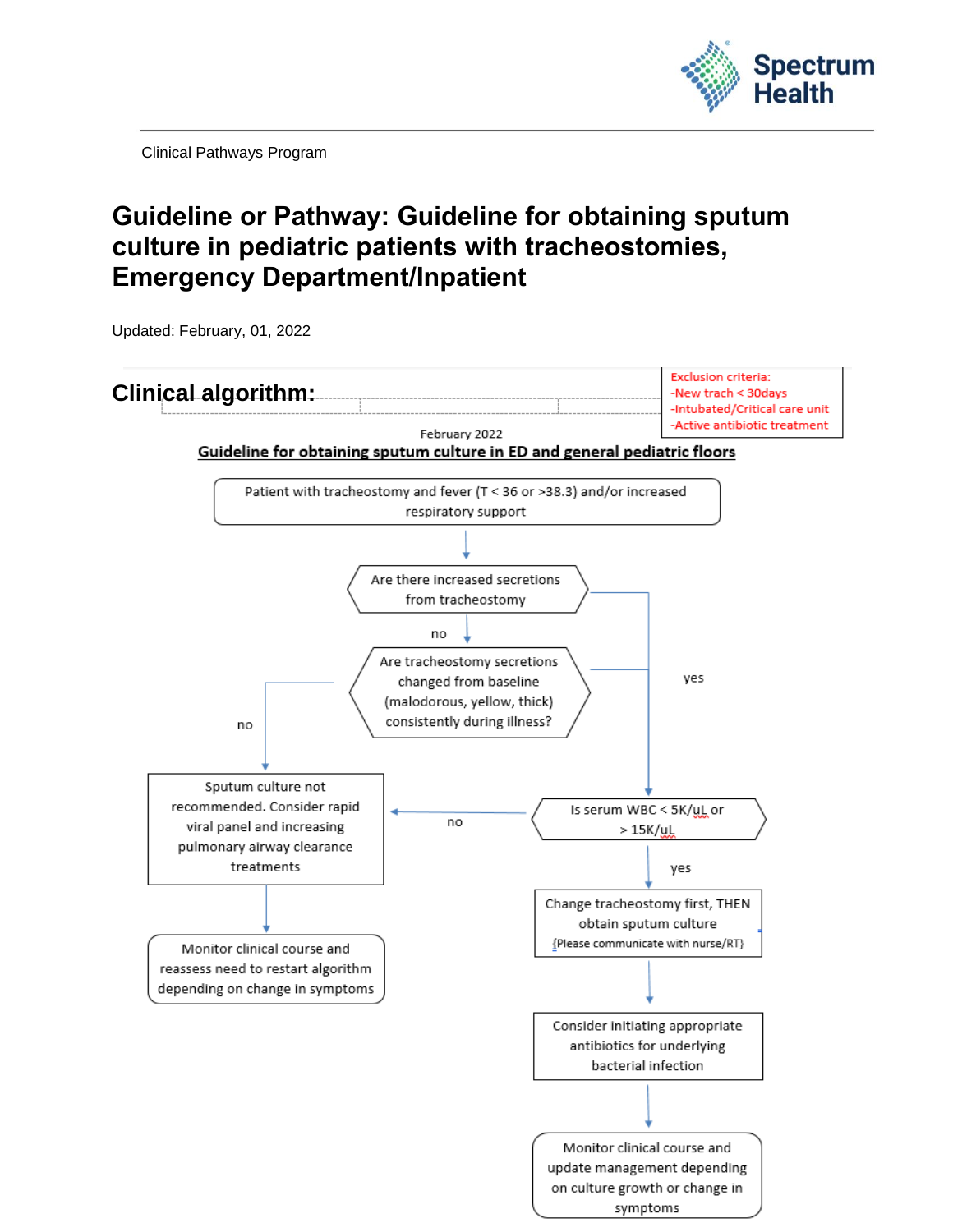Clinical Pathways Program

# Guideline or Pathway: Guideline for obtaining sputum culture in pediatric patients with tracheostomies, Emergency Department/Inpatient

Updated: February, 01, 2022

## Clinical algorithm:

Exclusion criteria:
-New trach < 30days
-Intubated/Critical care unit
-Active antibiotic treatment

February 2022

**Guideline for obtaining sputum culture in ED and general pediatric floors**

Patient with tracheostomy and fever (T < 36 or >38.3) and/or increased respiratory support

↓

Are there increased secretions from tracheostomy
- yes → Is serum WBC < 5K/uL or > 15K/uL
- no ↓

Are tracheostomy secretions changed from baseline (malodorous, yellow, thick) consistently during illness?
- yes → Is serum WBC < 5K/uL or > 15K/uL
- no → Sputum culture not recommended. Consider rapid viral panel and increasing pulmonary airway clearance treatments

Is serum WBC < 5K/uL or > 15K/uL
- no → Sputum culture not recommended. Consider rapid viral panel and increasing pulmonary airway clearance treatments
- yes ↓

Sputum culture not recommended. Consider rapid viral panel and increasing pulmonary airway clearance treatments
↓
Monitor clinical course and reassess need to restart algorithm depending on change in symptoms

Change tracheostomy first, THEN obtain sputum culture {Please communicate with nurse/RT}
↓
Consider initiating appropriate antibiotics for underlying bacterial infection
↓
Monitor clinical course and update management depending on culture growth or change in symptoms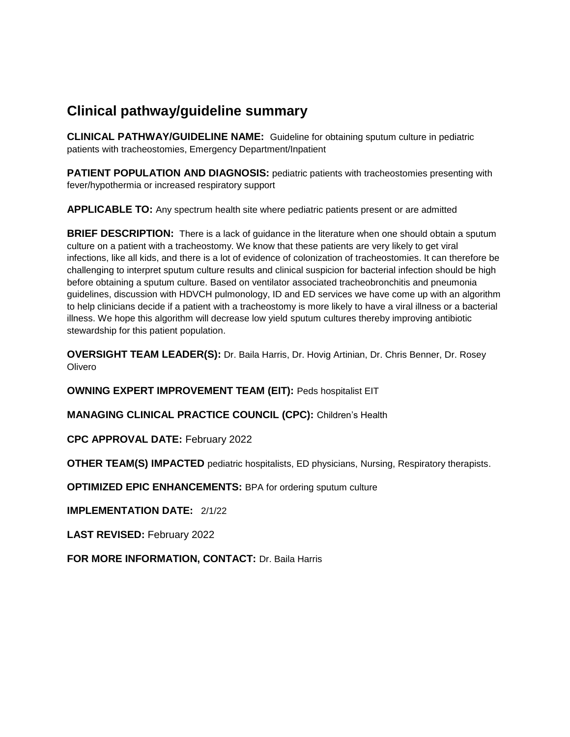# Clinical pathway/guideline summary

**CLINICAL PATHWAY/GUIDELINE NAME:** Guideline for obtaining sputum culture in pediatric patients with tracheostomies, Emergency Department/Inpatient

**PATIENT POPULATION AND DIAGNOSIS:** pediatric patients with tracheostomies presenting with fever/hypothermia or increased respiratory support

**APPLICABLE TO:** Any spectrum health site where pediatric patients present or are admitted

**BRIEF DESCRIPTION:** There is a lack of guidance in the literature when one should obtain a sputum culture on a patient with a tracheostomy. We know that these patients are very likely to get viral infections, like all kids, and there is a lot of evidence of colonization of tracheostomies. It can therefore be challenging to interpret sputum culture results and clinical suspicion for bacterial infection should be high before obtaining a sputum culture. Based on ventilator associated tracheobronchitis and pneumonia guidelines, discussion with HDVCH pulmonology, ID and ED services we have come up with an algorithm to help clinicians decide if a patient with a tracheostomy is more likely to have a viral illness or a bacterial illness. We hope this algorithm will decrease low yield sputum cultures thereby improving antibiotic stewardship for this patient population.

**OVERSIGHT TEAM LEADER(S):** Dr. Baila Harris, Dr. Hovig Artinian, Dr. Chris Benner, Dr. Rosey Olivero

**OWNING EXPERT IMPROVEMENT TEAM (EIT):** Peds hospitalist EIT

**MANAGING CLINICAL PRACTICE COUNCIL (CPC):** Children's Health

**CPC APPROVAL DATE:** February 2022

**OTHER TEAM(S) IMPACTED** pediatric hospitalists, ED physicians, Nursing, Respiratory therapists.

**OPTIMIZED EPIC ENHANCEMENTS:** BPA for ordering sputum culture

**IMPLEMENTATION DATE:** 2/1/22

**LAST REVISED:** February 2022

**FOR MORE INFORMATION, CONTACT:** Dr. Baila Harris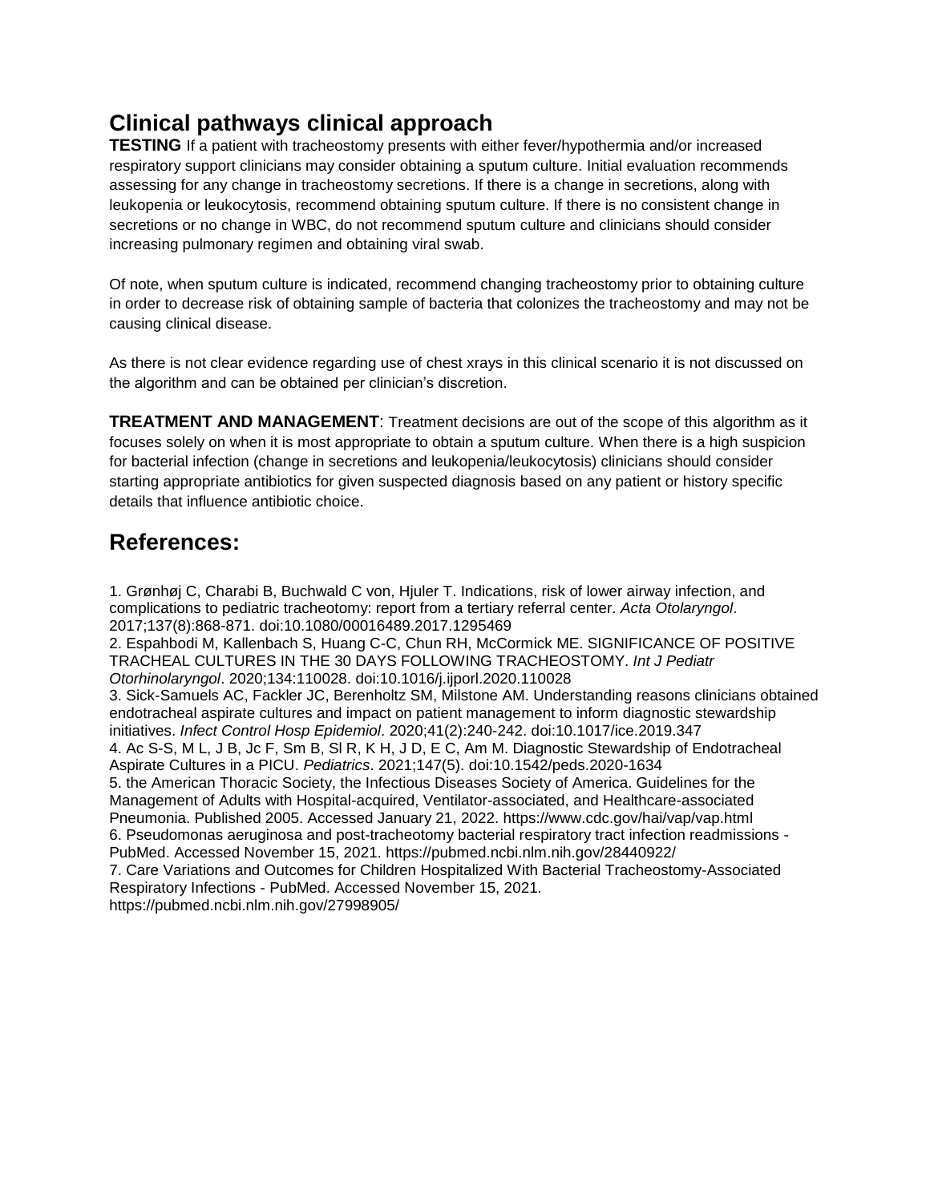## Clinical pathways clinical approach

**TESTING** If a patient with tracheostomy presents with either fever/hypothermia and/or increased respiratory support clinicians may consider obtaining a sputum culture. Initial evaluation recommends assessing for any change in tracheostomy secretions. If there is a change in secretions, along with leukopenia or leukocytosis, recommend obtaining sputum culture. If there is no consistent change in secretions or no change in WBC, do not recommend sputum culture and clinicians should consider increasing pulmonary regimen and obtaining viral swab.

Of note, when sputum culture is indicated, recommend changing tracheostomy prior to obtaining culture in order to decrease risk of obtaining sample of bacteria that colonizes the tracheostomy and may not be causing clinical disease.

As there is not clear evidence regarding use of chest xrays in this clinical scenario it is not discussed on the algorithm and can be obtained per clinician's discretion.

**TREATMENT AND MANAGEMENT**: Treatment decisions are out of the scope of this algorithm as it focuses solely on when it is most appropriate to obtain a sputum culture. When there is a high suspicion for bacterial infection (change in secretions and leukopenia/leukocytosis) clinicians should consider starting appropriate antibiotics for given suspected diagnosis based on any patient or history specific details that influence antibiotic choice.

## References:

1. Grønhøj C, Charabi B, Buchwald C von, Hjuler T. Indications, risk of lower airway infection, and complications to pediatric tracheotomy: report from a tertiary referral center. *Acta Otolaryngol*. 2017;137(8):868-871. doi:10.1080/00016489.2017.1295469
2. Espahbodi M, Kallenbach S, Huang C-C, Chun RH, McCormick ME. SIGNIFICANCE OF POSITIVE TRACHEAL CULTURES IN THE 30 DAYS FOLLOWING TRACHEOSTOMY. *Int J Pediatr Otorhinolaryngol*. 2020;134:110028. doi:10.1016/j.ijporl.2020.110028
3. Sick-Samuels AC, Fackler JC, Berenholtz SM, Milstone AM. Understanding reasons clinicians obtained endotracheal aspirate cultures and impact on patient management to inform diagnostic stewardship initiatives. *Infect Control Hosp Epidemiol*. 2020;41(2):240-242. doi:10.1017/ice.2019.347
4. Ac S-S, M L, J B, Jc F, Sm B, Sl R, K H, J D, E C, Am M. Diagnostic Stewardship of Endotracheal Aspirate Cultures in a PICU. *Pediatrics*. 2021;147(5). doi:10.1542/peds.2020-1634
5. the American Thoracic Society, the Infectious Diseases Society of America. Guidelines for the Management of Adults with Hospital-acquired, Ventilator-associated, and Healthcare-associated Pneumonia. Published 2005. Accessed January 21, 2022. https://www.cdc.gov/hai/vap/vap.html
6. Pseudomonas aeruginosa and post-tracheotomy bacterial respiratory tract infection readmissions - PubMed. Accessed November 15, 2021. https://pubmed.ncbi.nlm.nih.gov/28440922/
7. Care Variations and Outcomes for Children Hospitalized With Bacterial Tracheostomy-Associated Respiratory Infections - PubMed. Accessed November 15, 2021. https://pubmed.ncbi.nlm.nih.gov/27998905/